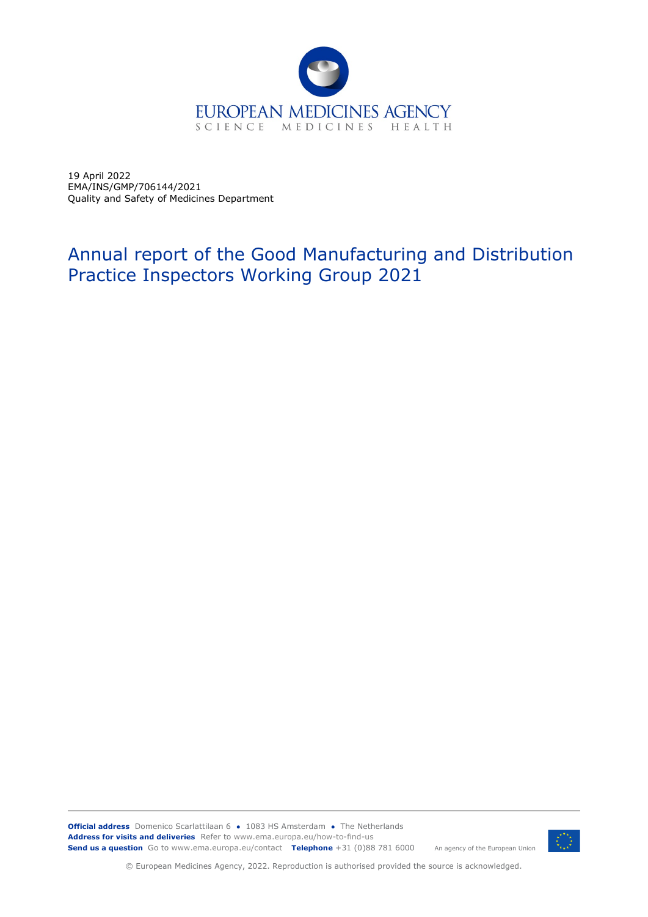EUROPEAN MEDICINES AGENCY
SCIENCE MEDICINES HEALTH

19 April 2022
EMA/INS/GMP/706144/2021
Quality and Safety of Medicines Department

# Annual report of the Good Manufacturing and Distribution Practice Inspectors Working Group 2021

**Official address** Domenico Scarlattilaan 6 ● 1083 HS Amsterdam ● The Netherlands
**Address for visits and deliveries** Refer to www.ema.europa.eu/how-to-find-us
**Send us a question** Go to www.ema.europa.eu/contact **Telephone** +31 (0)88 781 6000 An agency of the European Union

© European Medicines Agency, 2022. Reproduction is authorised provided the source is acknowledged.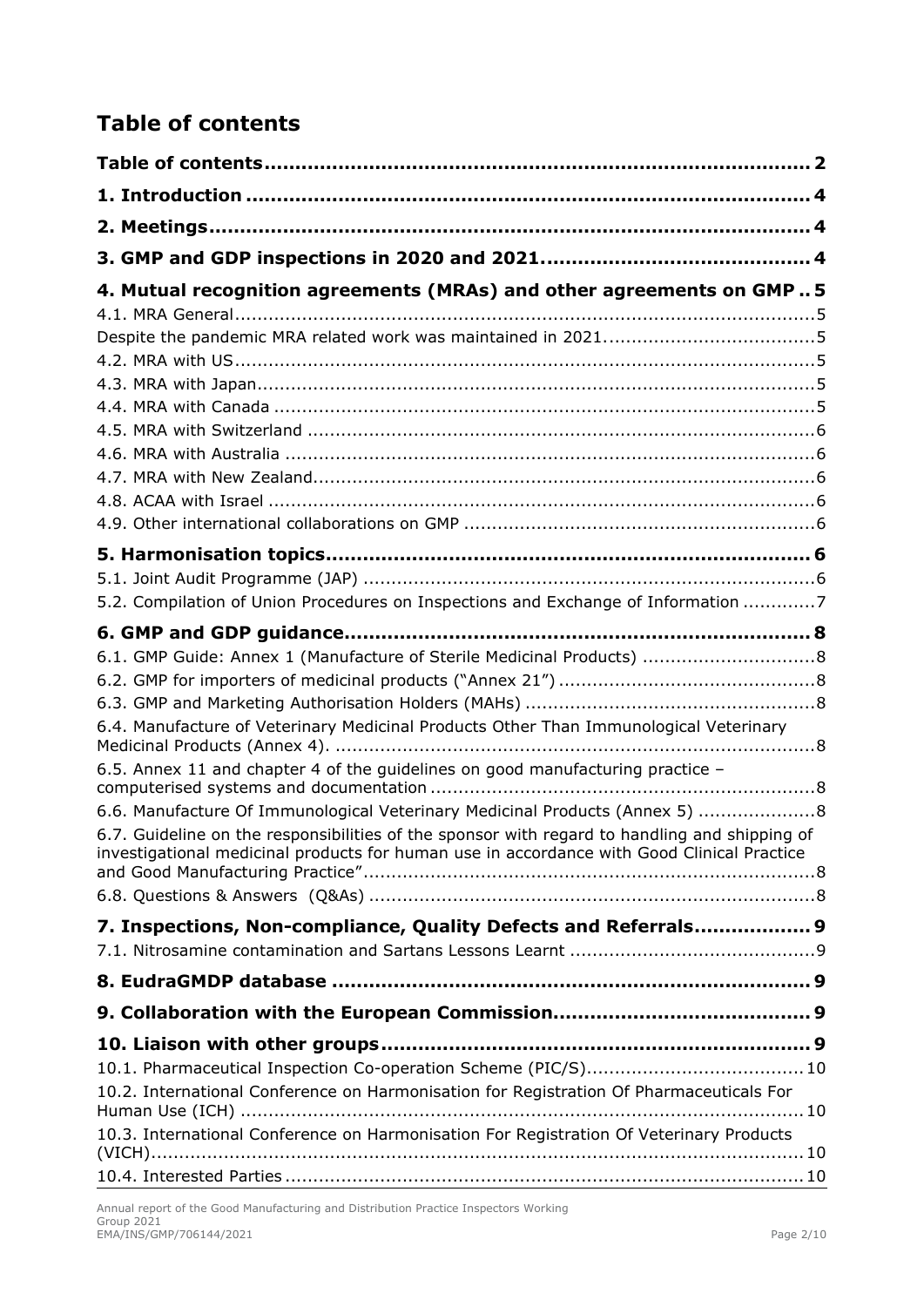# Table of contents

**Table of contents** ........................................................................................ 2

**1. Introduction** ........................................................................................... 4

**2. Meetings** ................................................................................................ 4

**3. GMP and GDP inspections in 2020 and 2021** ........................................... 4

**4. Mutual recognition agreements (MRAs) and other agreements on GMP** .. 5

4.1. MRA General ........................................................................................... 5

Despite the pandemic MRA related work was maintained in 2021 ...................................... 5

4.2. MRA with US ........................................................................................... 5

4.3. MRA with Japan ....................................................................................... 5

4.4. MRA with Canada .................................................................................... 5

4.5. MRA with Switzerland .............................................................................. 6

4.6. MRA with Australia .................................................................................. 6

4.7. MRA with New Zealand ............................................................................. 6

4.8. ACAA with Israel ...................................................................................... 6

4.9. Other international collaborations on GMP ................................................... 6

**5. Harmonisation topics** ................................................................................ 6

5.1. Joint Audit Programme (JAP) ..................................................................... 6

5.2. Compilation of Union Procedures on Inspections and Exchange of Information ............. 7

**6. GMP and GDP guidance** ........................................................................... 8

6.1. GMP Guide: Annex 1 (Manufacture of Sterile Medicinal Products) ............................... 8

6.2. GMP for importers of medicinal products ("Annex 21") .............................................. 8

6.3. GMP and Marketing Authorisation Holders (MAHs) .................................................... 8

6.4. Manufacture of Veterinary Medicinal Products Other Than Immunological Veterinary Medicinal Products (Annex 4). ...................................................................................... 8

6.5. Annex 11 and chapter 4 of the guidelines on good manufacturing practice – computerised systems and documentation ..................................................................... 8

6.6. Manufacture Of Immunological Veterinary Medicinal Products (Annex 5) ...................... 8

6.7. Guideline on the responsibilities of the sponsor with regard to handling and shipping of investigational medicinal products for human use in accordance with Good Clinical Practice and Good Manufacturing Practice" ................................................................................. 8

6.8. Questions & Answers (Q&As) ................................................................................. 8

**7. Inspections, Non-compliance, Quality Defects and Referrals** .................. 9

7.1. Nitrosamine contamination and Sartans Lessons Learnt ............................................ 9

**8. EudraGMDP database** .............................................................................. 9

**9. Collaboration with the European Commission** .......................................... 9

**10. Liaison with other groups** ...................................................................... 9

10.1. Pharmaceutical Inspection Co-operation Scheme (PIC/S) ....................................... 10

10.2. International Conference on Harmonisation for Registration Of Pharmaceuticals For Human Use (ICH) ..................................................................................................... 10

10.3. International Conference on Harmonisation For Registration Of Veterinary Products (VICH) ...................................................................................................................... 10

10.4. Interested Parties ............................................................................................. 10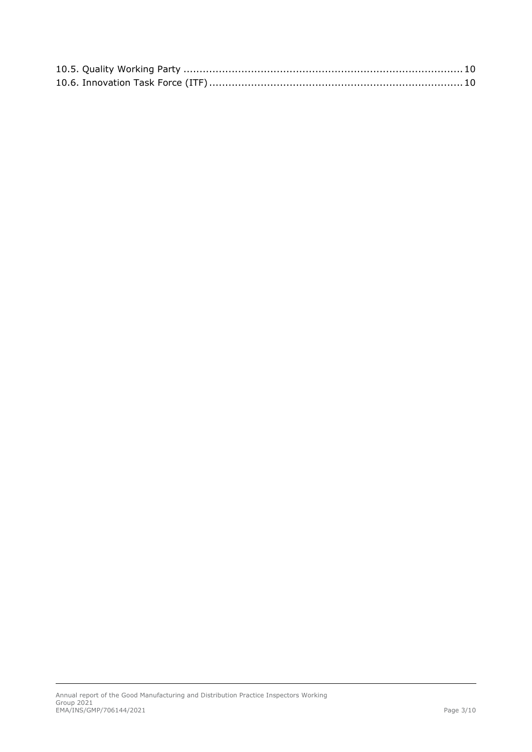10.5. Quality Working Party ...................................................................................... 10
10.6. Innovation Task Force (ITF) .............................................................................. 10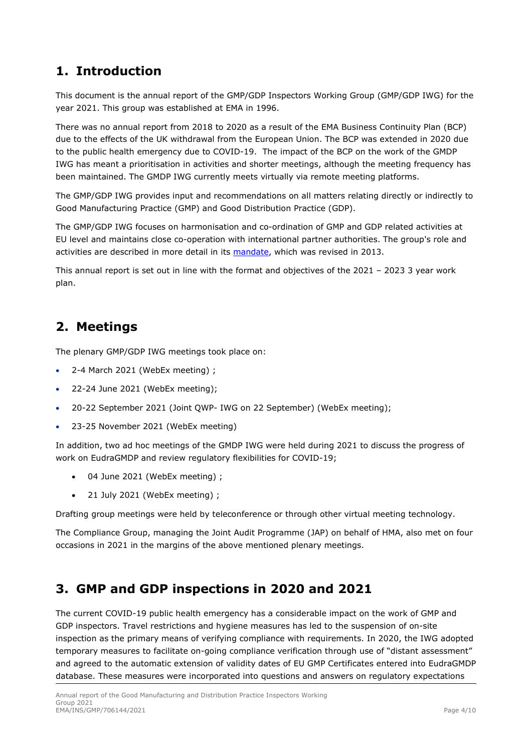## 1. Introduction

This document is the annual report of the GMP/GDP Inspectors Working Group (GMP/GDP IWG) for the year 2021. This group was established at EMA in 1996.

There was no annual report from 2018 to 2020 as a result of the EMA Business Continuity Plan (BCP) due to the effects of the UK withdrawal from the European Union. The BCP was extended in 2020 due to the public health emergency due to COVID-19. The impact of the BCP on the work of the GMDP IWG has meant a prioritisation in activities and shorter meetings, although the meeting frequency has been maintained. The GMDP IWG currently meets virtually via remote meeting platforms.

The GMP/GDP IWG provides input and recommendations on all matters relating directly or indirectly to Good Manufacturing Practice (GMP) and Good Distribution Practice (GDP).

The GMP/GDP IWG focuses on harmonisation and co-ordination of GMP and GDP related activities at EU level and maintains close co-operation with international partner authorities. The group's role and activities are described in more detail in its mandate, which was revised in 2013.

This annual report is set out in line with the format and objectives of the 2021 – 2023 3 year work plan.

## 2. Meetings

The plenary GMP/GDP IWG meetings took place on:

- 2-4 March 2021 (WebEx meeting) ;
- 22-24 June 2021 (WebEx meeting);
- 20-22 September 2021 (Joint QWP- IWG on 22 September) (WebEx meeting);
- 23-25 November 2021 (WebEx meeting)

In addition, two ad hoc meetings of the GMDP IWG were held during 2021 to discuss the progress of work on EudraGMDP and review regulatory flexibilities for COVID-19;

- 04 June 2021 (WebEx meeting) ;
- 21 July 2021 (WebEx meeting) ;

Drafting group meetings were held by teleconference or through other virtual meeting technology.

The Compliance Group, managing the Joint Audit Programme (JAP) on behalf of HMA, also met on four occasions in 2021 in the margins of the above mentioned plenary meetings.

## 3. GMP and GDP inspections in 2020 and 2021

The current COVID-19 public health emergency has a considerable impact on the work of GMP and GDP inspectors. Travel restrictions and hygiene measures has led to the suspension of on-site inspection as the primary means of verifying compliance with requirements. In 2020, the IWG adopted temporary measures to facilitate on-going compliance verification through use of "distant assessment" and agreed to the automatic extension of validity dates of EU GMP Certificates entered into EudraGMDP database. These measures were incorporated into questions and answers on regulatory expectations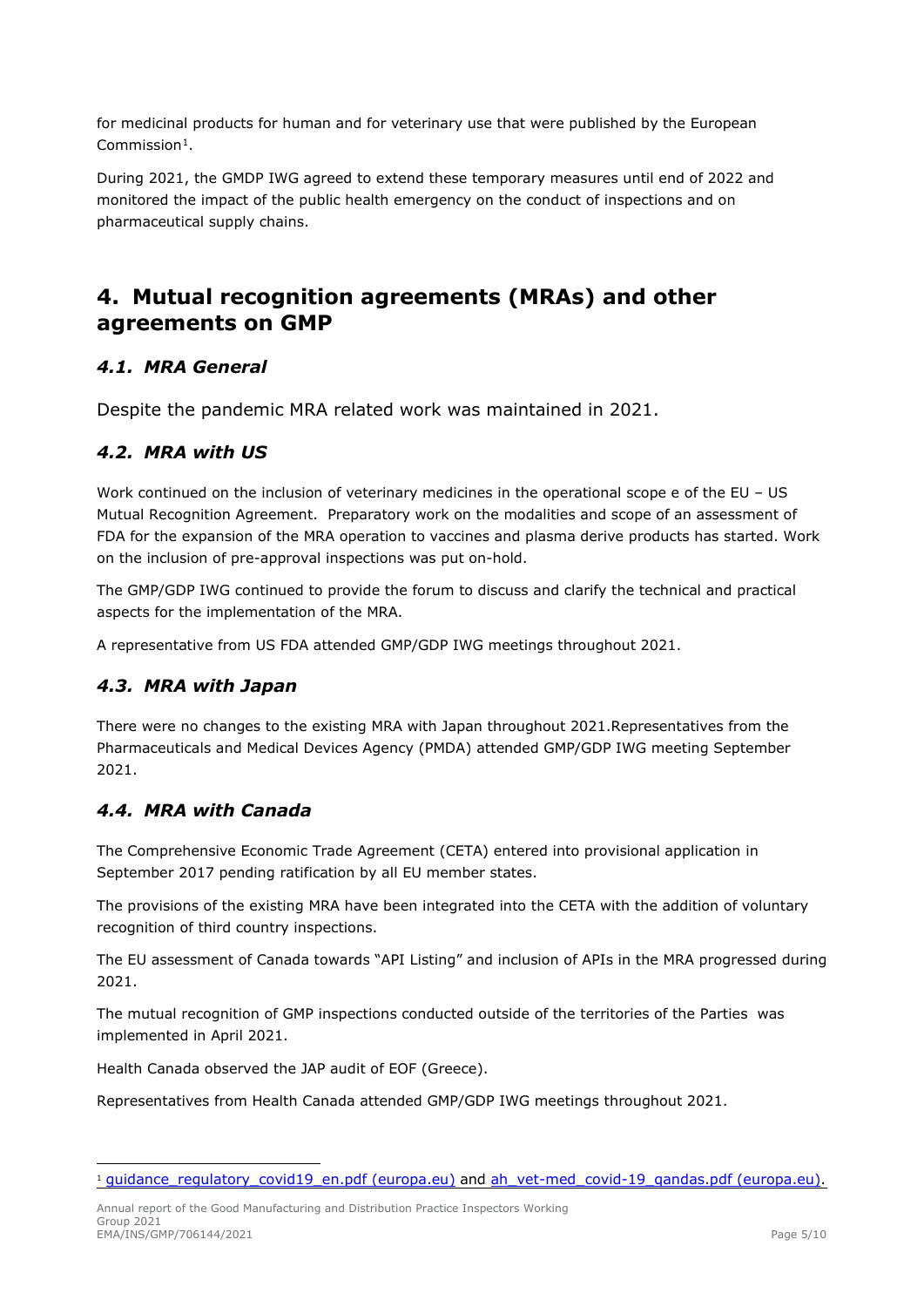for medicinal products for human and for veterinary use that were published by the European Commission[1].

During 2021, the GMDP IWG agreed to extend these temporary measures until end of 2022 and monitored the impact of the public health emergency on the conduct of inspections and on pharmaceutical supply chains.

# 4. Mutual recognition agreements (MRAs) and other agreements on GMP

## *4.1. MRA General*

Despite the pandemic MRA related work was maintained in 2021.

## *4.2. MRA with US*

Work continued on the inclusion of veterinary medicines in the operational scope e of the EU – US Mutual Recognition Agreement. Preparatory work on the modalities and scope of an assessment of FDA for the expansion of the MRA operation to vaccines and plasma derive products has started. Work on the inclusion of pre-approval inspections was put on-hold.

The GMP/GDP IWG continued to provide the forum to discuss and clarify the technical and practical aspects for the implementation of the MRA.

A representative from US FDA attended GMP/GDP IWG meetings throughout 2021.

## *4.3. MRA with Japan*

There were no changes to the existing MRA with Japan throughout 2021.Representatives from the Pharmaceuticals and Medical Devices Agency (PMDA) attended GMP/GDP IWG meeting September 2021.

## *4.4. MRA with Canada*

The Comprehensive Economic Trade Agreement (CETA) entered into provisional application in September 2017 pending ratification by all EU member states.

The provisions of the existing MRA have been integrated into the CETA with the addition of voluntary recognition of third country inspections.

The EU assessment of Canada towards "API Listing" and inclusion of APIs in the MRA progressed during 2021.

The mutual recognition of GMP inspections conducted outside of the territories of the Parties was implemented in April 2021.

Health Canada observed the JAP audit of EOF (Greece).

Representatives from Health Canada attended GMP/GDP IWG meetings throughout 2021.

---

[1] guidance_regulatory_covid19_en.pdf (europa.eu) and ah_vet-med_covid-19_qandas.pdf (europa.eu).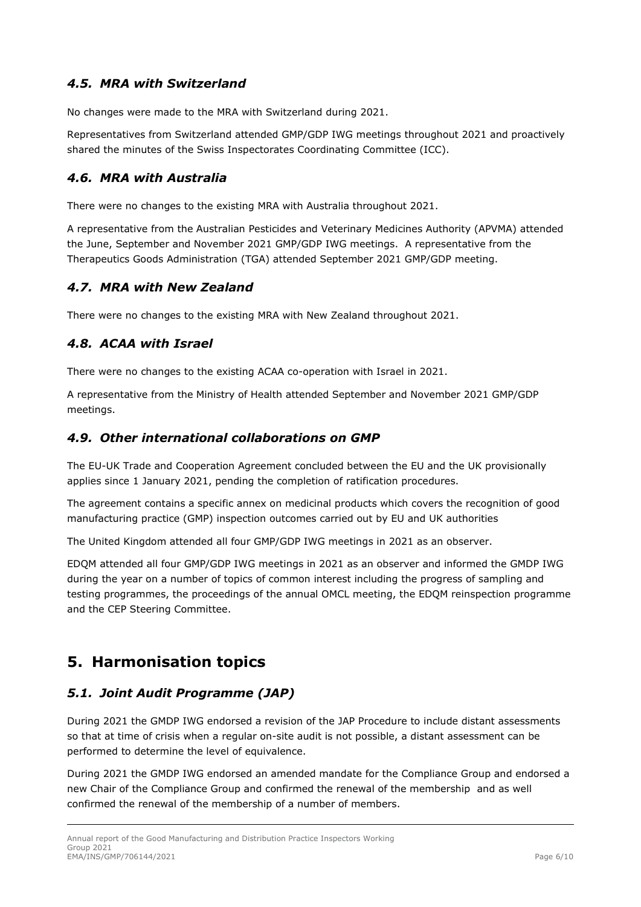### *4.5. MRA with Switzerland*

No changes were made to the MRA with Switzerland during 2021.

Representatives from Switzerland attended GMP/GDP IWG meetings throughout 2021 and proactively shared the minutes of the Swiss Inspectorates Coordinating Committee (ICC).

### *4.6. MRA with Australia*

There were no changes to the existing MRA with Australia throughout 2021.

A representative from the Australian Pesticides and Veterinary Medicines Authority (APVMA) attended the June, September and November 2021 GMP/GDP IWG meetings. A representative from the Therapeutics Goods Administration (TGA) attended September 2021 GMP/GDP meeting.

### *4.7. MRA with New Zealand*

There were no changes to the existing MRA with New Zealand throughout 2021.

### *4.8. ACAA with Israel*

There were no changes to the existing ACAA co-operation with Israel in 2021.

A representative from the Ministry of Health attended September and November 2021 GMP/GDP meetings.

### *4.9. Other international collaborations on GMP*

The EU-UK Trade and Cooperation Agreement concluded between the EU and the UK provisionally applies since 1 January 2021, pending the completion of ratification procedures.

The agreement contains a specific annex on medicinal products which covers the recognition of good manufacturing practice (GMP) inspection outcomes carried out by EU and UK authorities

The United Kingdom attended all four GMP/GDP IWG meetings in 2021 as an observer.

EDQM attended all four GMP/GDP IWG meetings in 2021 as an observer and informed the GMDP IWG during the year on a number of topics of common interest including the progress of sampling and testing programmes, the proceedings of the annual OMCL meeting, the EDQM reinspection programme and the CEP Steering Committee.

## 5. Harmonisation topics

### *5.1. Joint Audit Programme (JAP)*

During 2021 the GMDP IWG endorsed a revision of the JAP Procedure to include distant assessments so that at time of crisis when a regular on-site audit is not possible, a distant assessment can be performed to determine the level of equivalence.

During 2021 the GMDP IWG endorsed an amended mandate for the Compliance Group and endorsed a new Chair of the Compliance Group and confirmed the renewal of the membership and as well confirmed the renewal of the membership of a number of members.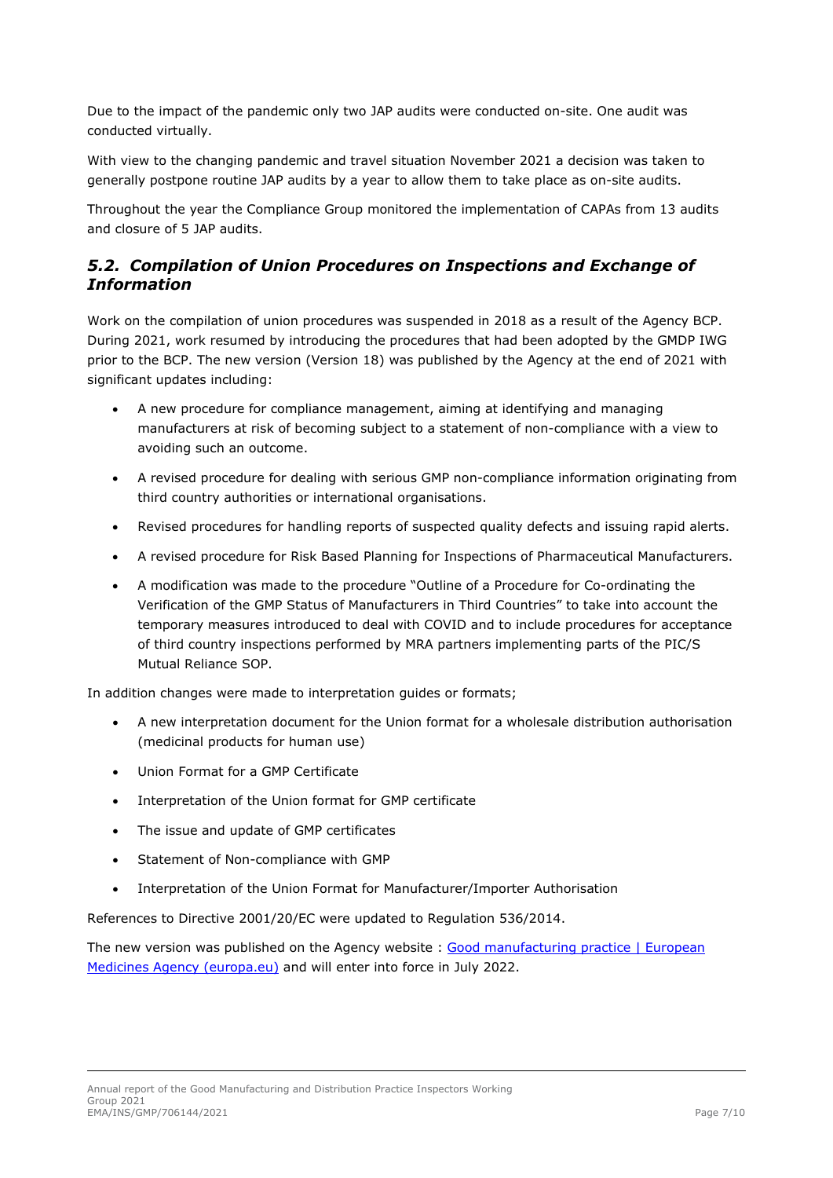Due to the impact of the pandemic only two JAP audits were conducted on-site. One audit was conducted virtually.

With view to the changing pandemic and travel situation November 2021 a decision was taken to generally postpone routine JAP audits by a year to allow them to take place as on-site audits.

Throughout the year the Compliance Group monitored the implementation of CAPAs from 13 audits and closure of 5 JAP audits.

## *5.2. Compilation of Union Procedures on Inspections and Exchange of Information*

Work on the compilation of union procedures was suspended in 2018 as a result of the Agency BCP. During 2021, work resumed by introducing the procedures that had been adopted by the GMDP IWG prior to the BCP. The new version (Version 18) was published by the Agency at the end of 2021 with significant updates including:

- A new procedure for compliance management, aiming at identifying and managing manufacturers at risk of becoming subject to a statement of non-compliance with a view to avoiding such an outcome.
- A revised procedure for dealing with serious GMP non-compliance information originating from third country authorities or international organisations.
- Revised procedures for handling reports of suspected quality defects and issuing rapid alerts.
- A revised procedure for Risk Based Planning for Inspections of Pharmaceutical Manufacturers.
- A modification was made to the procedure "Outline of a Procedure for Co-ordinating the Verification of the GMP Status of Manufacturers in Third Countries" to take into account the temporary measures introduced to deal with COVID and to include procedures for acceptance of third country inspections performed by MRA partners implementing parts of the PIC/S Mutual Reliance SOP.

In addition changes were made to interpretation guides or formats;

- A new interpretation document for the Union format for a wholesale distribution authorisation (medicinal products for human use)
- Union Format for a GMP Certificate
- Interpretation of the Union format for GMP certificate
- The issue and update of GMP certificates
- Statement of Non-compliance with GMP
- Interpretation of the Union Format for Manufacturer/Importer Authorisation

References to Directive 2001/20/EC were updated to Regulation 536/2014.

The new version was published on the Agency website : [Good manufacturing practice | European Medicines Agency (europa.eu)] and will enter into force in July 2022.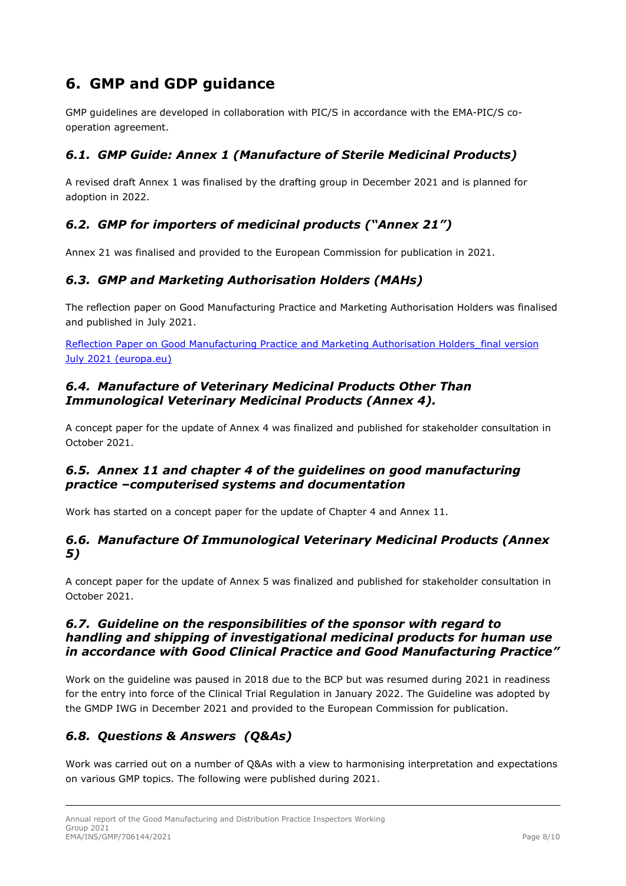# 6. GMP and GDP guidance

GMP guidelines are developed in collaboration with PIC/S in accordance with the EMA-PIC/S co-operation agreement.

## *6.1. GMP Guide: Annex 1 (Manufacture of Sterile Medicinal Products)*

A revised draft Annex 1 was finalised by the drafting group in December 2021 and is planned for adoption in 2022.

## *6.2. GMP for importers of medicinal products ("Annex 21")*

Annex 21 was finalised and provided to the European Commission for publication in 2021.

## *6.3. GMP and Marketing Authorisation Holders (MAHs)*

The reflection paper on Good Manufacturing Practice and Marketing Authorisation Holders was finalised and published in July 2021.

[Reflection Paper on Good Manufacturing Practice and Marketing Authorisation Holders_final version July 2021 (europa.eu)]

## *6.4. Manufacture of Veterinary Medicinal Products Other Than Immunological Veterinary Medicinal Products (Annex 4).*

A concept paper for the update of Annex 4 was finalized and published for stakeholder consultation in October 2021.

## *6.5. Annex 11 and chapter 4 of the guidelines on good manufacturing practice –computerised systems and documentation*

Work has started on a concept paper for the update of Chapter 4 and Annex 11.

## *6.6. Manufacture Of Immunological Veterinary Medicinal Products (Annex 5)*

A concept paper for the update of Annex 5 was finalized and published for stakeholder consultation in October 2021.

## *6.7. Guideline on the responsibilities of the sponsor with regard to handling and shipping of investigational medicinal products for human use in accordance with Good Clinical Practice and Good Manufacturing Practice"*

Work on the guideline was paused in 2018 due to the BCP but was resumed during 2021 in readiness for the entry into force of the Clinical Trial Regulation in January 2022. The Guideline was adopted by the GMDP IWG in December 2021 and provided to the European Commission for publication.

## *6.8. Questions & Answers (Q&As)*

Work was carried out on a number of Q&As with a view to harmonising interpretation and expectations on various GMP topics. The following were published during 2021.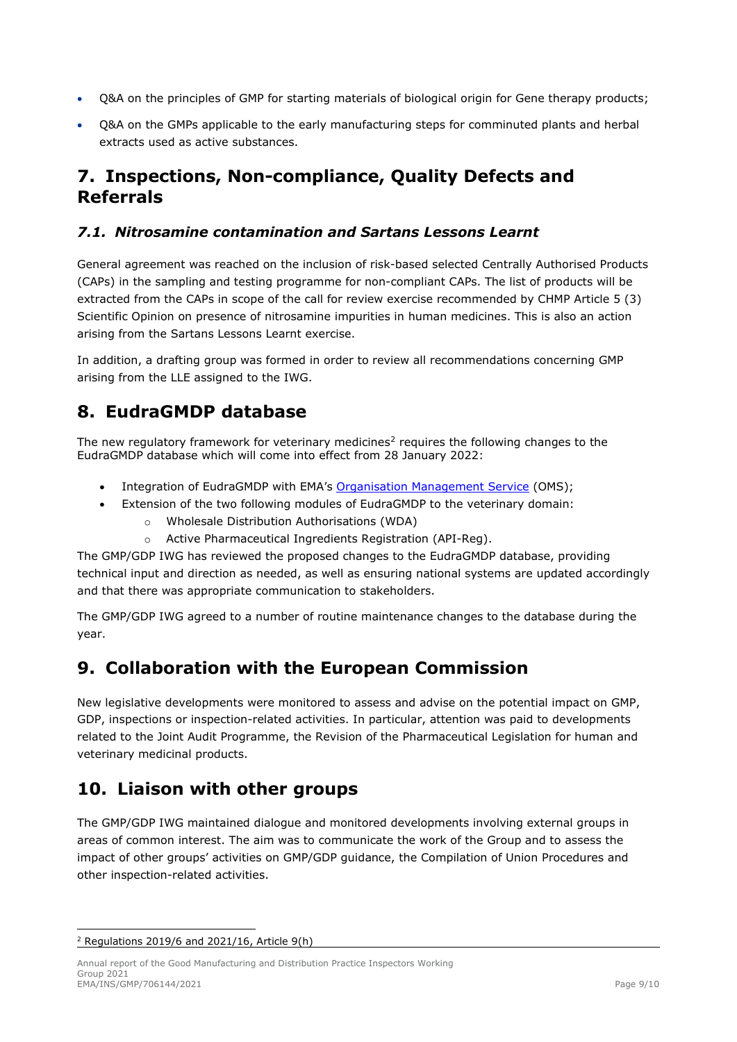- Q&A on the principles of GMP for starting materials of biological origin for Gene therapy products;
- Q&A on the GMPs applicable to the early manufacturing steps for comminuted plants and herbal extracts used as active substances.

## 7. Inspections, Non-compliance, Quality Defects and Referrals

### *7.1. Nitrosamine contamination and Sartans Lessons Learnt*

General agreement was reached on the inclusion of risk-based selected Centrally Authorised Products (CAPs) in the sampling and testing programme for non-compliant CAPs. The list of products will be extracted from the CAPs in scope of the call for review exercise recommended by CHMP Article 5 (3) Scientific Opinion on presence of nitrosamine impurities in human medicines. This is also an action arising from the Sartans Lessons Learnt exercise.

In addition, a drafting group was formed in order to review all recommendations concerning GMP arising from the LLE assigned to the IWG.

## 8. EudraGMDP database

The new regulatory framework for veterinary medicines[2] requires the following changes to the EudraGMDP database which will come into effect from 28 January 2022:

- Integration of EudraGMDP with EMA's Organisation Management Service (OMS);
- Extension of the two following modules of EudraGMDP to the veterinary domain:
  - Wholesale Distribution Authorisations (WDA)
  - Active Pharmaceutical Ingredients Registration (API-Reg).

The GMP/GDP IWG has reviewed the proposed changes to the EudraGMDP database, providing technical input and direction as needed, as well as ensuring national systems are updated accordingly and that there was appropriate communication to stakeholders.

The GMP/GDP IWG agreed to a number of routine maintenance changes to the database during the year.

## 9. Collaboration with the European Commission

New legislative developments were monitored to assess and advise on the potential impact on GMP, GDP, inspections or inspection-related activities. In particular, attention was paid to developments related to the Joint Audit Programme, the Revision of the Pharmaceutical Legislation for human and veterinary medicinal products.

## 10. Liaison with other groups

The GMP/GDP IWG maintained dialogue and monitored developments involving external groups in areas of common interest. The aim was to communicate the work of the Group and to assess the impact of other groups' activities on GMP/GDP guidance, the Compilation of Union Procedures and other inspection-related activities.

---

[2] Regulations 2019/6 and 2021/16, Article 9(h)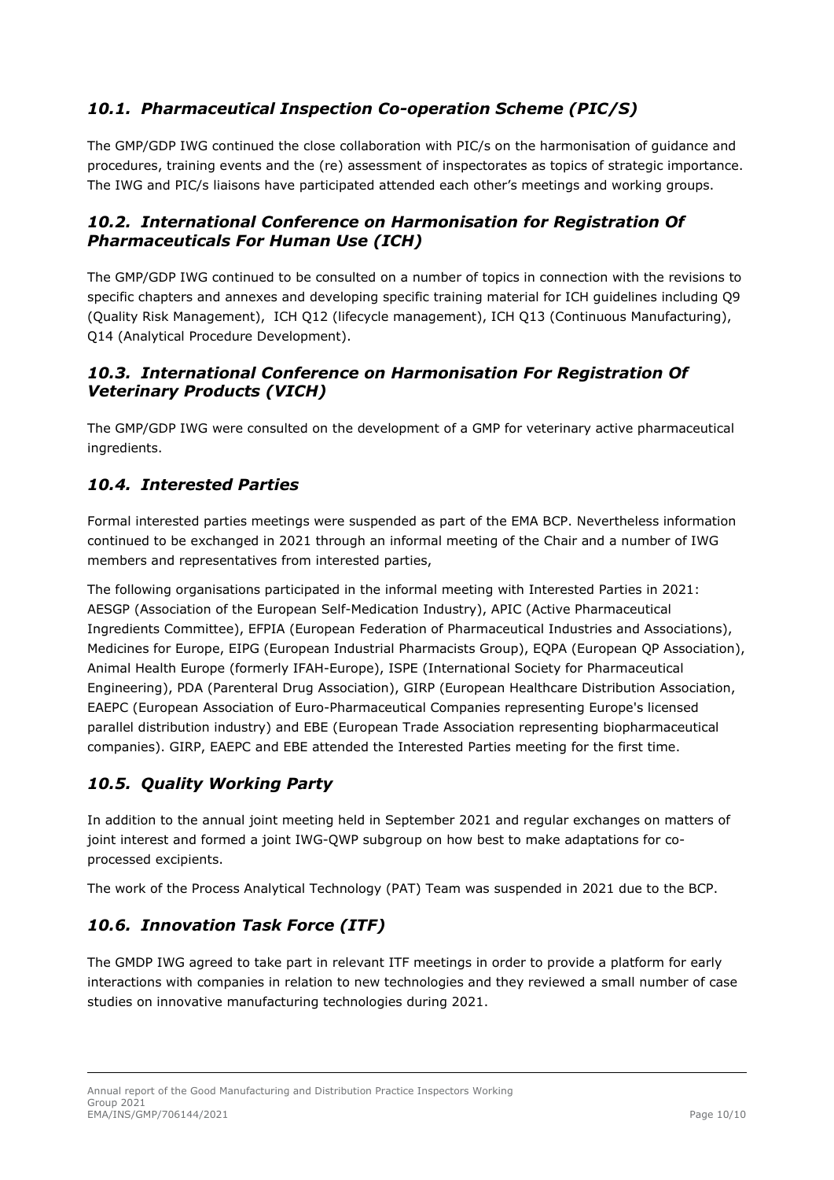## *10.1. Pharmaceutical Inspection Co-operation Scheme (PIC/S)*

The GMP/GDP IWG continued the close collaboration with PIC/s on the harmonisation of guidance and procedures, training events and the (re) assessment of inspectorates as topics of strategic importance. The IWG and PIC/s liaisons have participated attended each other's meetings and working groups.

## *10.2. International Conference on Harmonisation for Registration Of Pharmaceuticals For Human Use (ICH)*

The GMP/GDP IWG continued to be consulted on a number of topics in connection with the revisions to specific chapters and annexes and developing specific training material for ICH guidelines including Q9 (Quality Risk Management), ICH Q12 (lifecycle management), ICH Q13 (Continuous Manufacturing), Q14 (Analytical Procedure Development).

## *10.3. International Conference on Harmonisation For Registration Of Veterinary Products (VICH)*

The GMP/GDP IWG were consulted on the development of a GMP for veterinary active pharmaceutical ingredients.

## *10.4. Interested Parties*

Formal interested parties meetings were suspended as part of the EMA BCP. Nevertheless information continued to be exchanged in 2021 through an informal meeting of the Chair and a number of IWG members and representatives from interested parties,

The following organisations participated in the informal meeting with Interested Parties in 2021: AESGP (Association of the European Self-Medication Industry), APIC (Active Pharmaceutical Ingredients Committee), EFPIA (European Federation of Pharmaceutical Industries and Associations), Medicines for Europe, EIPG (European Industrial Pharmacists Group), EQPA (European QP Association), Animal Health Europe (formerly IFAH-Europe), ISPE (International Society for Pharmaceutical Engineering), PDA (Parenteral Drug Association), GIRP (European Healthcare Distribution Association, EAEPC (European Association of Euro-Pharmaceutical Companies representing Europe's licensed parallel distribution industry) and EBE (European Trade Association representing biopharmaceutical companies). GIRP, EAEPC and EBE attended the Interested Parties meeting for the first time.

## *10.5. Quality Working Party*

In addition to the annual joint meeting held in September 2021 and regular exchanges on matters of joint interest and formed a joint IWG-QWP subgroup on how best to make adaptations for co-processed excipients.

The work of the Process Analytical Technology (PAT) Team was suspended in 2021 due to the BCP.

## *10.6. Innovation Task Force (ITF)*

The GMDP IWG agreed to take part in relevant ITF meetings in order to provide a platform for early interactions with companies in relation to new technologies and they reviewed a small number of case studies on innovative manufacturing technologies during 2021.